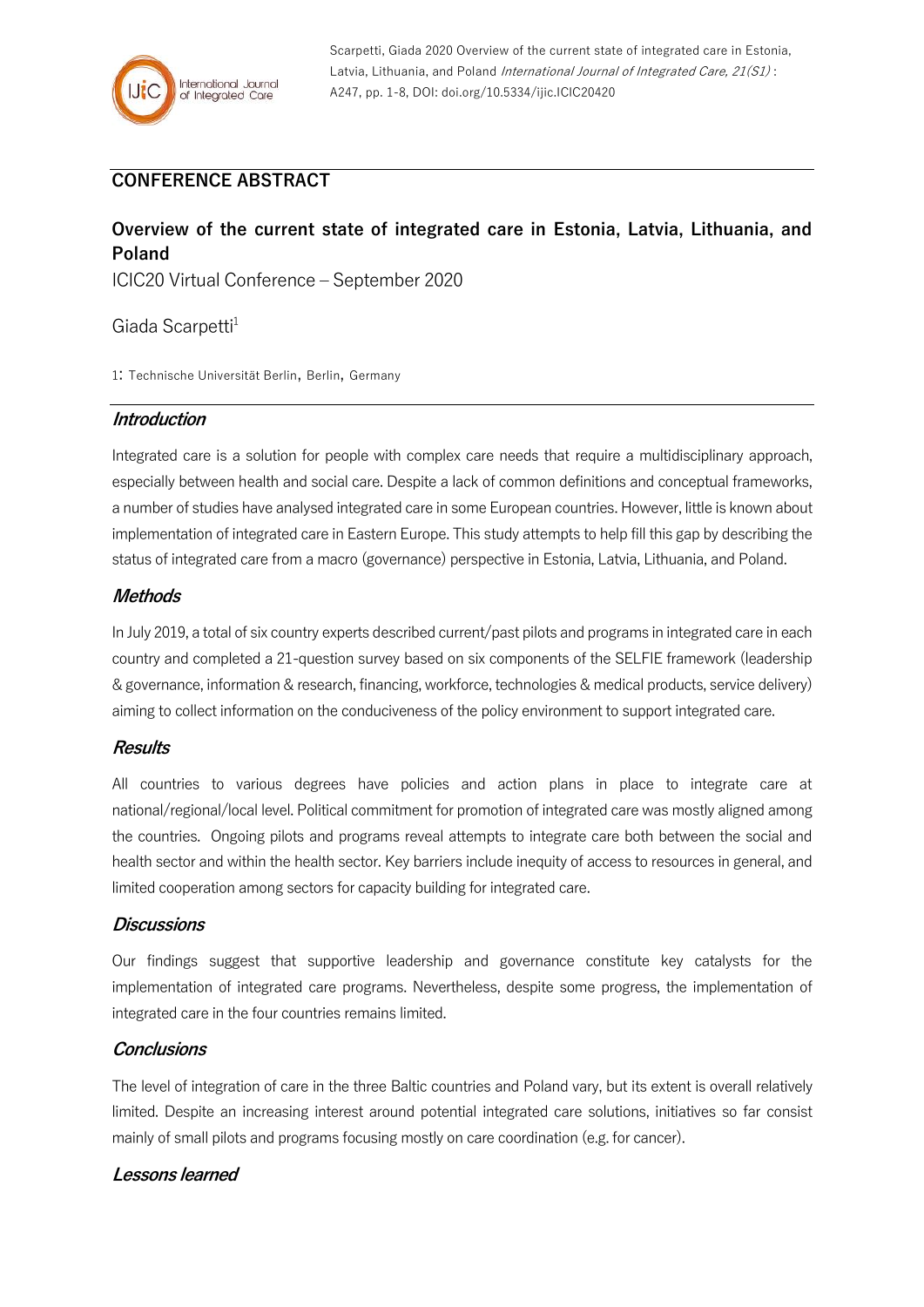Scarpetti, Giada 2020 Overview of the current state of integrated care in Estonia, Latvia, Lithuania, and Poland *International Journal of Integrated Care, 21(S1)* : A247, pp. 1-8, DOI: doi.org/10.5334/ijic.ICIC20420

## CONFERENCE ABSTRACT

# Overview of the current state of integrated care in Estonia, Latvia, Lithuania, and Poland

ICIC20 Virtual Conference – September 2020

Giada Scarpetti[1]

1: Technische Universität Berlin, Berlin, Germany

### *Introduction*

Integrated care is a solution for people with complex care needs that require a multidisciplinary approach, especially between health and social care. Despite a lack of common definitions and conceptual frameworks, a number of studies have analysed integrated care in some European countries. However, little is known about implementation of integrated care in Eastern Europe. This study attempts to help fill this gap by describing the status of integrated care from a macro (governance) perspective in Estonia, Latvia, Lithuania, and Poland.

### *Methods*

In July 2019, a total of six country experts described current/past pilots and programs in integrated care in each country and completed a 21-question survey based on six components of the SELFIE framework (leadership & governance, information & research, financing, workforce, technologies & medical products, service delivery) aiming to collect information on the conduciveness of the policy environment to support integrated care.

### *Results*

All countries to various degrees have policies and action plans in place to integrate care at national/regional/local level. Political commitment for promotion of integrated care was mostly aligned among the countries. Ongoing pilots and programs reveal attempts to integrate care both between the social and health sector and within the health sector. Key barriers include inequity of access to resources in general, and limited cooperation among sectors for capacity building for integrated care.

### *Discussions*

Our findings suggest that supportive leadership and governance constitute key catalysts for the implementation of integrated care programs. Nevertheless, despite some progress, the implementation of integrated care in the four countries remains limited.

### *Conclusions*

The level of integration of care in the three Baltic countries and Poland vary, but its extent is overall relatively limited. Despite an increasing interest around potential integrated care solutions, initiatives so far consist mainly of small pilots and programs focusing mostly on care coordination (e.g. for cancer).

### *Lessons learned*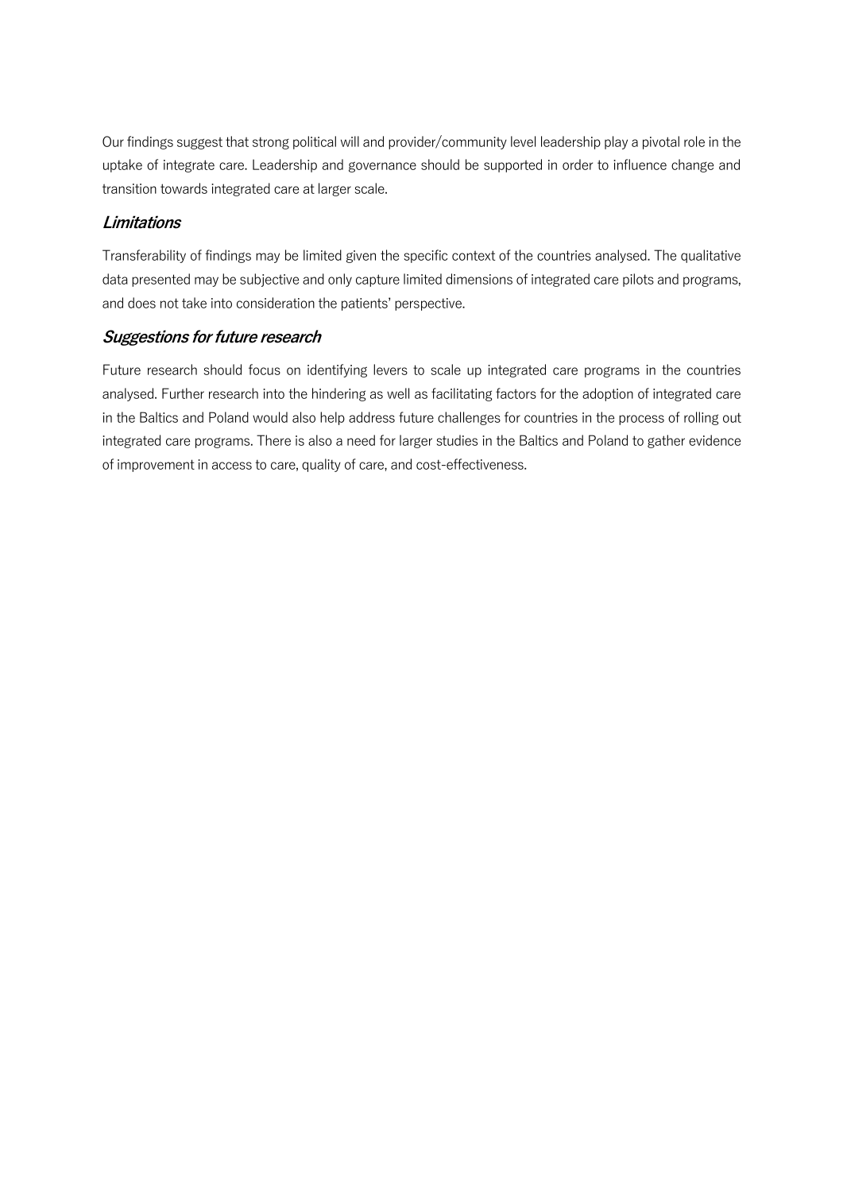Our findings suggest that strong political will and provider/community level leadership play a pivotal role in the uptake of integrate care. Leadership and governance should be supported in order to influence change and transition towards integrated care at larger scale.

### *Limitations*

Transferability of findings may be limited given the specific context of the countries analysed. The qualitative data presented may be subjective and only capture limited dimensions of integrated care pilots and programs, and does not take into consideration the patients' perspective.

### *Suggestions for future research*

Future research should focus on identifying levers to scale up integrated care programs in the countries analysed. Further research into the hindering as well as facilitating factors for the adoption of integrated care in the Baltics and Poland would also help address future challenges for countries in the process of rolling out integrated care programs. There is also a need for larger studies in the Baltics and Poland to gather evidence of improvement in access to care, quality of care, and cost-effectiveness.